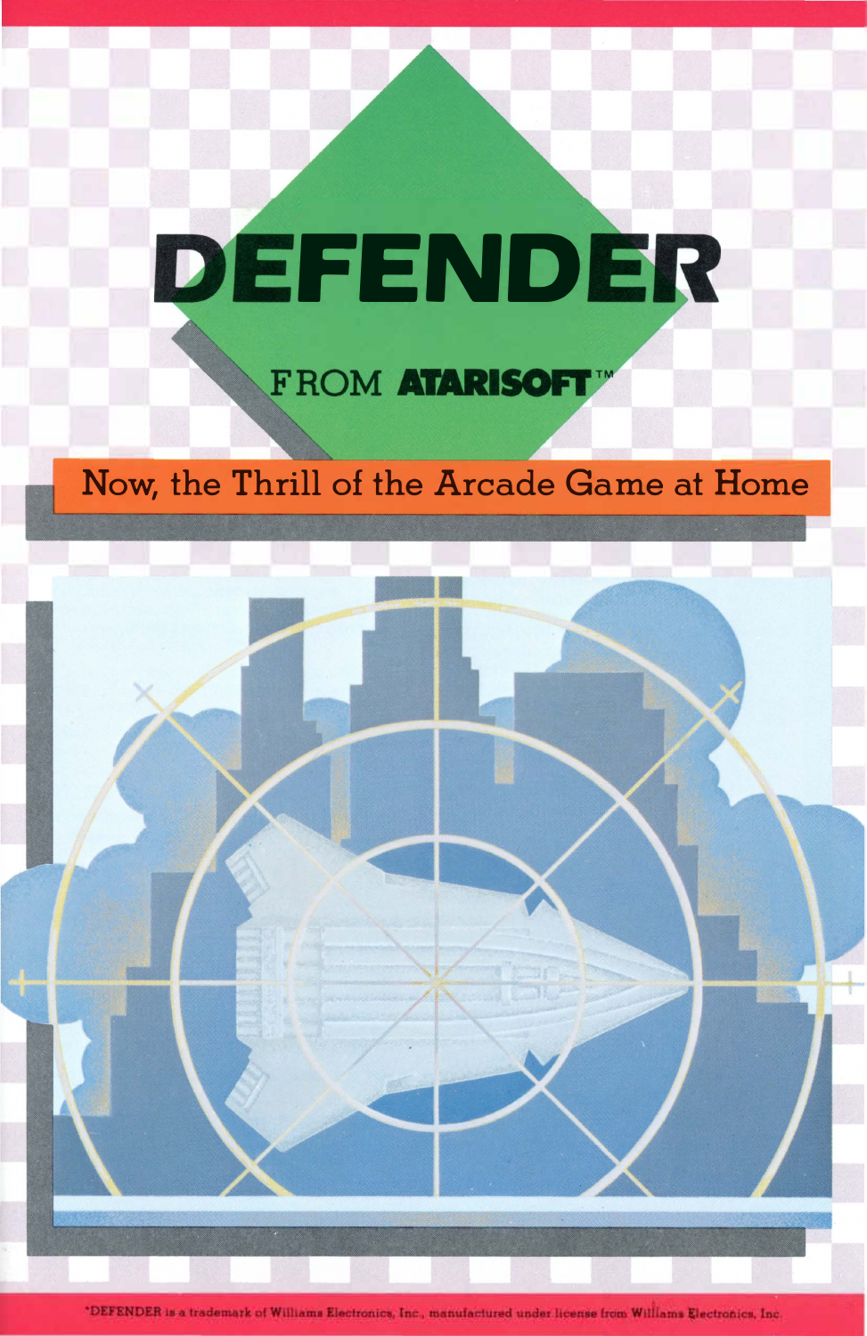# DEFENDER

FROM **ATARISOFT**™

Now, the Thrill of the Arcade Game at Home

*DEFENDER is a trademark of Williams Electronics, Inc., manufactured under license from Williams Electronics, Inc.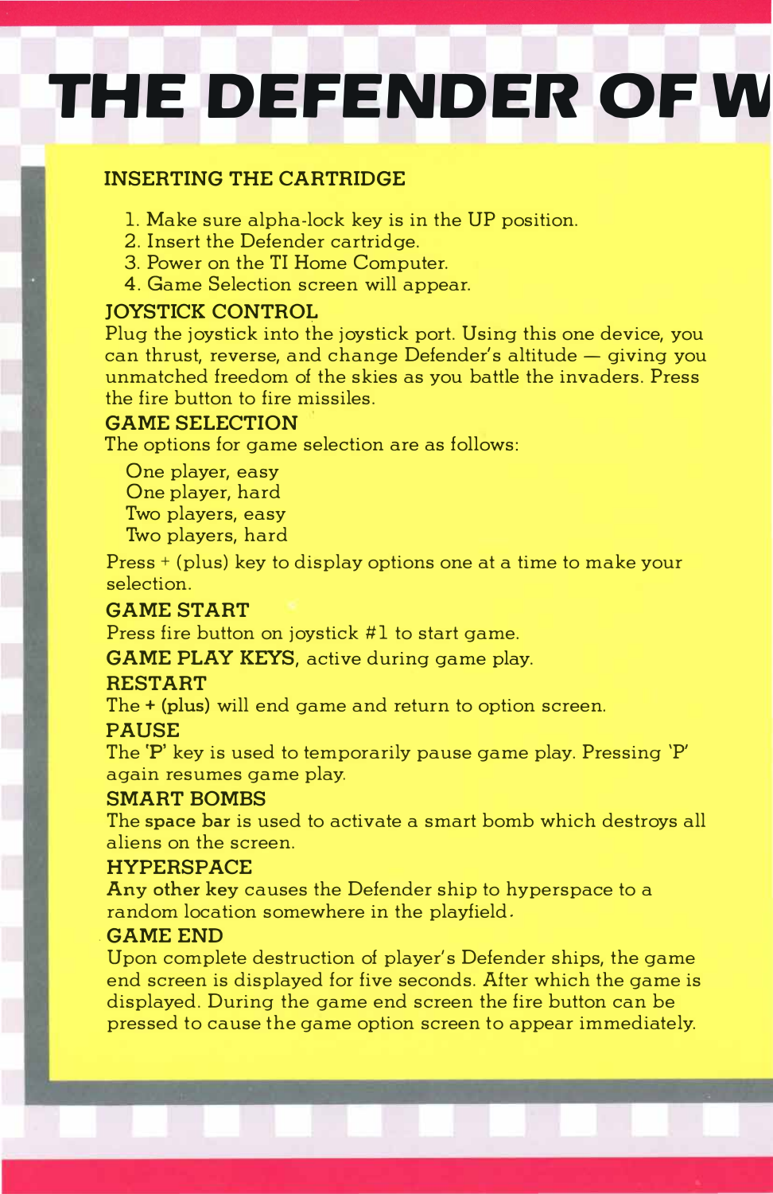# THE DEFENDER OF W

## INSERTING THE CARTRIDGE

1. Make sure alpha-lock key is in the UP position.
2. Insert the Defender cartridge.
3. Power on the TI Home Computer.
4. Game Selection screen will appear.

## JOYSTICK CONTROL

Plug the joystick into the joystick port. Using this one device, you can thrust, reverse, and change Defender's altitude — giving you unmatched freedom of the skies as you battle the invaders. Press the fire button to fire missiles.

## GAME SELECTION

The options for game selection are as follows:

One player, easy
One player, hard
Two players, easy
Two players, hard

Press + (plus) key to display options one at a time to make your selection.

## GAME START

Press fire button on joystick #1 to start game.

**GAME PLAY KEYS**, active during game play.

## RESTART

The **+ (plus)** will end game and return to option screen.

## PAUSE

The **'P'** key is used to temporarily pause game play. Pressing 'P' again resumes game play.

## SMART BOMBS

The **space bar** is used to activate a smart bomb which destroys all aliens on the screen.

## HYPERSPACE

**Any other key** causes the Defender ship to hyperspace to a random location somewhere in the playfield.

## GAME END

Upon complete destruction of player's Defender ships, the game end screen is displayed for five seconds. After which the game is displayed. During the game end screen the fire button can be pressed to cause the game option screen to appear immediately.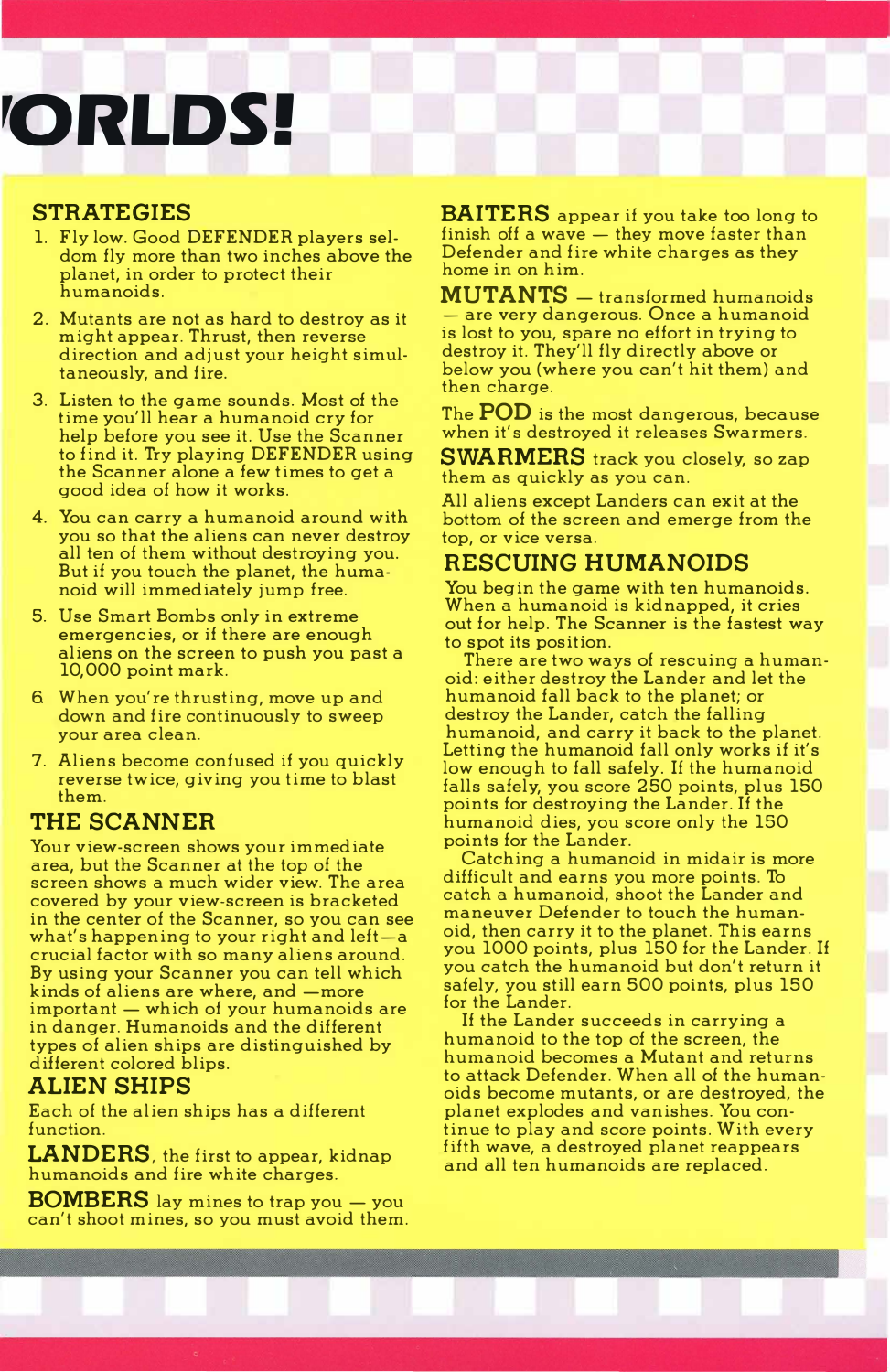# 'ORLDS!

## STRATEGIES

1. Fly low. Good DEFENDER players seldom fly more than two inches above the planet, in order to protect their humanoids.
2. Mutants are not as hard to destroy as it might appear. Thrust, then reverse direction and adjust your height simultaneously, and fire.
3. Listen to the game sounds. Most of the time you'll hear a humanoid cry for help before you see it. Use the Scanner to find it. Try playing DEFENDER using the Scanner alone a few times to get a good idea of how it works.
4. You can carry a humanoid around with you so that the aliens can never destroy all ten of them without destroying you. But if you touch the planet, the humanoid will immediately jump free.
5. Use Smart Bombs only in extreme emergencies, or if there are enough aliens on the screen to push you past a 10,000 point mark.
6. When you're thrusting, move up and down and fire continuously to sweep your area clean.
7. Aliens become confused if you quickly reverse twice, giving you time to blast them.

## THE SCANNER

Your view-screen shows your immediate area, but the Scanner at the top of the screen shows a much wider view. The area covered by your view-screen is bracketed in the center of the Scanner, so you can see what's happening to your right and left—a crucial factor with so many aliens around. By using your Scanner you can tell which kinds of aliens are where, and —more important — which of your humanoids are in danger. Humanoids and the different types of alien ships are distinguished by different colored blips.

## ALIEN SHIPS

Each of the alien ships has a different function.

**LANDERS**, the first to appear, kidnap humanoids and fire white charges.

**BOMBERS** lay mines to trap you — you can't shoot mines, so you must avoid them.

**BAITERS** appear if you take too long to finish off a wave — they move faster than Defender and fire white charges as they home in on him.

**MUTANTS** — transformed humanoids — are very dangerous. Once a humanoid is lost to you, spare no effort in trying to destroy it. They'll fly directly above or below you (where you can't hit them) and then charge.

The **POD** is the most dangerous, because when it's destroyed it releases Swarmers.

**SWARMERS** track you closely, so zap them as quickly as you can.

All aliens except Landers can exit at the bottom of the screen and emerge from the top, or vice versa.

## RESCUING HUMANOIDS

You begin the game with ten humanoids. When a humanoid is kidnapped, it cries out for help. The Scanner is the fastest way to spot its position.

There are two ways of rescuing a humanoid: either destroy the Lander and let the humanoid fall back to the planet; or destroy the Lander, catch the falling humanoid, and carry it back to the planet. Letting the humanoid fall only works if it's low enough to fall safely. If the humanoid falls safely, you score 250 points, plus 150 points for destroying the Lander. If the humanoid dies, you score only the 150 points for the Lander.

Catching a humanoid in midair is more difficult and earns you more points. To catch a humanoid, shoot the Lander and maneuver Defender to touch the humanoid, then carry it to the planet. This earns you 1000 points, plus 150 for the Lander. If you catch the humanoid but don't return it safely, you still earn 500 points, plus 150 for the Lander.

If the Lander succeeds in carrying a humanoid to the top of the screen, the humanoid becomes a Mutant and returns to attack Defender. When all of the humanoids become mutants, or are destroyed, the planet explodes and vanishes. You continue to play and score points. With every fifth wave, a destroyed planet reappears and all ten humanoids are replaced.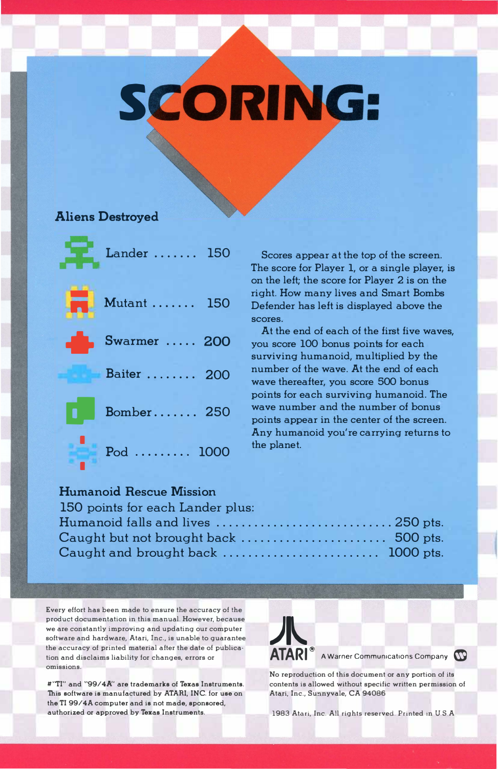# SCORING:

### Aliens Destroyed

| | |
|---|---|
| Lander | 150 |
| Mutant | 150 |
| Swarmer | 200 |
| Baiter | 200 |
| Bomber | 250 |
| Pod | 1000 |

Scores appear at the top of the screen. The score for Player 1, or a single player, is on the left; the score for Player 2 is on the right. How many lives and Smart Bombs Defender has left is displayed above the scores.

At the end of each of the first five waves, you score 100 bonus points for each surviving humanoid, multiplied by the number of the wave. At the end of each wave thereafter, you score 500 bonus points for each surviving humanoid. The wave number and the number of bonus points appear in the center of the screen. Any humanoid you're carrying returns to the planet.

### Humanoid Rescue Mission

150 points for each Lander plus:

| | |
|---|---|
| Humanoid falls and lives | 250 pts. |
| Caught but not brought back | 500 pts. |
| Caught and brought back | 1000 pts. |

Every effort has been made to ensure the accuracy of the product documentation in this manual. However, because we are constantly improving and updating our computer software and hardware, Atari, Inc., is unable to guarantee the accuracy of printed material after the date of publication and disclaims liability for changes, errors or omissions.

#"TI" and "99/4A" are trademarks of Texas Instruments. This software is manufactured by ATARI, INC. for use on the TI 99/4A computer and is not made, sponsored, authorized or approved by Texas Instruments.

ATARI® A Warner Communications Company

No reproduction of this document or any portion of its contents is allowed without specific written permission of Atari, Inc., Sunnyvale, CA 94086

1983 Atari, Inc. All rights reserved. Printed in U.S.A.